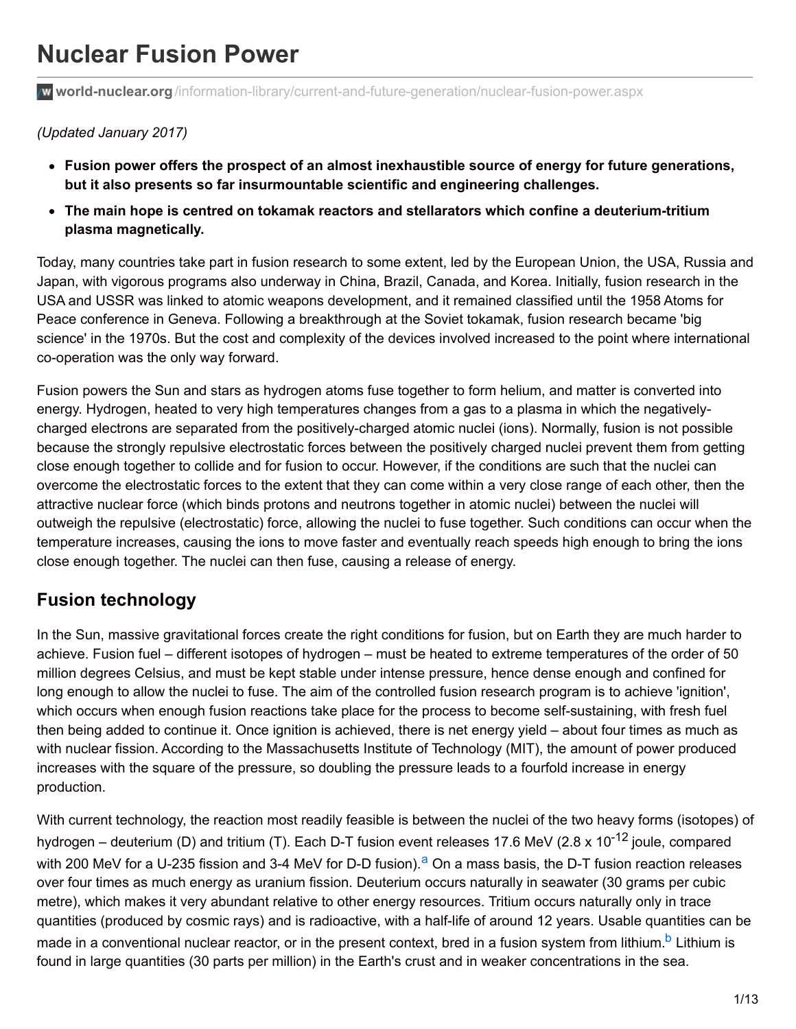# Nuclear Fusion Power

world-nuclear.org/information-library/current-and-future-generation/nuclear-fusion-power.aspx

*(Updated January 2017)*

- **Fusion power offers the prospect of an almost inexhaustible source of energy for future generations, but it also presents so far insurmountable scientific and engineering challenges.**
- **The main hope is centred on tokamak reactors and stellarators which confine a deuterium-tritium plasma magnetically.**

Today, many countries take part in fusion research to some extent, led by the European Union, the USA, Russia and Japan, with vigorous programs also underway in China, Brazil, Canada, and Korea. Initially, fusion research in the USA and USSR was linked to atomic weapons development, and it remained classified until the 1958 Atoms for Peace conference in Geneva. Following a breakthrough at the Soviet tokamak, fusion research became 'big science' in the 1970s. But the cost and complexity of the devices involved increased to the point where international co-operation was the only way forward.

Fusion powers the Sun and stars as hydrogen atoms fuse together to form helium, and matter is converted into energy. Hydrogen, heated to very high temperatures changes from a gas to a plasma in which the negatively-charged electrons are separated from the positively-charged atomic nuclei (ions). Normally, fusion is not possible because the strongly repulsive electrostatic forces between the positively charged nuclei prevent them from getting close enough together to collide and for fusion to occur. However, if the conditions are such that the nuclei can overcome the electrostatic forces to the extent that they can come within a very close range of each other, then the attractive nuclear force (which binds protons and neutrons together in atomic nuclei) between the nuclei will outweigh the repulsive (electrostatic) force, allowing the nuclei to fuse together. Such conditions can occur when the temperature increases, causing the ions to move faster and eventually reach speeds high enough to bring the ions close enough together. The nuclei can then fuse, causing a release of energy.

## Fusion technology

In the Sun, massive gravitational forces create the right conditions for fusion, but on Earth they are much harder to achieve. Fusion fuel – different isotopes of hydrogen – must be heated to extreme temperatures of the order of 50 million degrees Celsius, and must be kept stable under intense pressure, hence dense enough and confined for long enough to allow the nuclei to fuse. The aim of the controlled fusion research program is to achieve 'ignition', which occurs when enough fusion reactions take place for the process to become self-sustaining, with fresh fuel then being added to continue it. Once ignition is achieved, there is net energy yield – about four times as much as with nuclear fission. According to the Massachusetts Institute of Technology (MIT), the amount of power produced increases with the square of the pressure, so doubling the pressure leads to a fourfold increase in energy production.

With current technology, the reaction most readily feasible is between the nuclei of the two heavy forms (isotopes) of hydrogen – deuterium (D) and tritium (T). Each D-T fusion event releases 17.6 MeV ($2.8 \times 10^{-12}$ joule, compared with 200 MeV for a U-235 fission and 3-4 MeV for D-D fusion).[a] On a mass basis, the D-T fusion reaction releases over four times as much energy as uranium fission. Deuterium occurs naturally in seawater (30 grams per cubic metre), which makes it very abundant relative to other energy resources. Tritium occurs naturally only in trace quantities (produced by cosmic rays) and is radioactive, with a half-life of around 12 years. Usable quantities can be made in a conventional nuclear reactor, or in the present context, bred in a fusion system from lithium.[b] Lithium is found in large quantities (30 parts per million) in the Earth's crust and in weaker concentrations in the sea.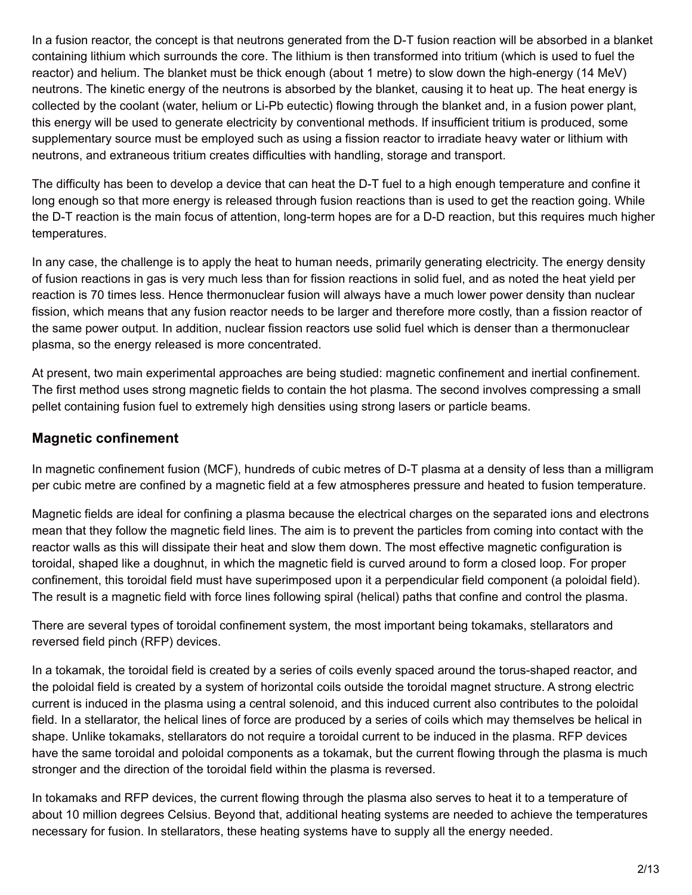In a fusion reactor, the concept is that neutrons generated from the D-T fusion reaction will be absorbed in a blanket containing lithium which surrounds the core. The lithium is then transformed into tritium (which is used to fuel the reactor) and helium. The blanket must be thick enough (about 1 metre) to slow down the high-energy (14 MeV) neutrons. The kinetic energy of the neutrons is absorbed by the blanket, causing it to heat up. The heat energy is collected by the coolant (water, helium or Li-Pb eutectic) flowing through the blanket and, in a fusion power plant, this energy will be used to generate electricity by conventional methods. If insufficient tritium is produced, some supplementary source must be employed such as using a fission reactor to irradiate heavy water or lithium with neutrons, and extraneous tritium creates difficulties with handling, storage and transport.

The difficulty has been to develop a device that can heat the D-T fuel to a high enough temperature and confine it long enough so that more energy is released through fusion reactions than is used to get the reaction going. While the D-T reaction is the main focus of attention, long-term hopes are for a D-D reaction, but this requires much higher temperatures.

In any case, the challenge is to apply the heat to human needs, primarily generating electricity. The energy density of fusion reactions in gas is very much less than for fission reactions in solid fuel, and as noted the heat yield per reaction is 70 times less. Hence thermonuclear fusion will always have a much lower power density than nuclear fission, which means that any fusion reactor needs to be larger and therefore more costly, than a fission reactor of the same power output. In addition, nuclear fission reactors use solid fuel which is denser than a thermonuclear plasma, so the energy released is more concentrated.

At present, two main experimental approaches are being studied: magnetic confinement and inertial confinement. The first method uses strong magnetic fields to contain the hot plasma. The second involves compressing a small pellet containing fusion fuel to extremely high densities using strong lasers or particle beams.

## Magnetic confinement

In magnetic confinement fusion (MCF), hundreds of cubic metres of D-T plasma at a density of less than a milligram per cubic metre are confined by a magnetic field at a few atmospheres pressure and heated to fusion temperature.

Magnetic fields are ideal for confining a plasma because the electrical charges on the separated ions and electrons mean that they follow the magnetic field lines. The aim is to prevent the particles from coming into contact with the reactor walls as this will dissipate their heat and slow them down. The most effective magnetic configuration is toroidal, shaped like a doughnut, in which the magnetic field is curved around to form a closed loop. For proper confinement, this toroidal field must have superimposed upon it a perpendicular field component (a poloidal field). The result is a magnetic field with force lines following spiral (helical) paths that confine and control the plasma.

There are several types of toroidal confinement system, the most important being tokamaks, stellarators and reversed field pinch (RFP) devices.

In a tokamak, the toroidal field is created by a series of coils evenly spaced around the torus-shaped reactor, and the poloidal field is created by a system of horizontal coils outside the toroidal magnet structure. A strong electric current is induced in the plasma using a central solenoid, and this induced current also contributes to the poloidal field. In a stellarator, the helical lines of force are produced by a series of coils which may themselves be helical in shape. Unlike tokamaks, stellarators do not require a toroidal current to be induced in the plasma. RFP devices have the same toroidal and poloidal components as a tokamak, but the current flowing through the plasma is much stronger and the direction of the toroidal field within the plasma is reversed.

In tokamaks and RFP devices, the current flowing through the plasma also serves to heat it to a temperature of about 10 million degrees Celsius. Beyond that, additional heating systems are needed to achieve the temperatures necessary for fusion. In stellarators, these heating systems have to supply all the energy needed.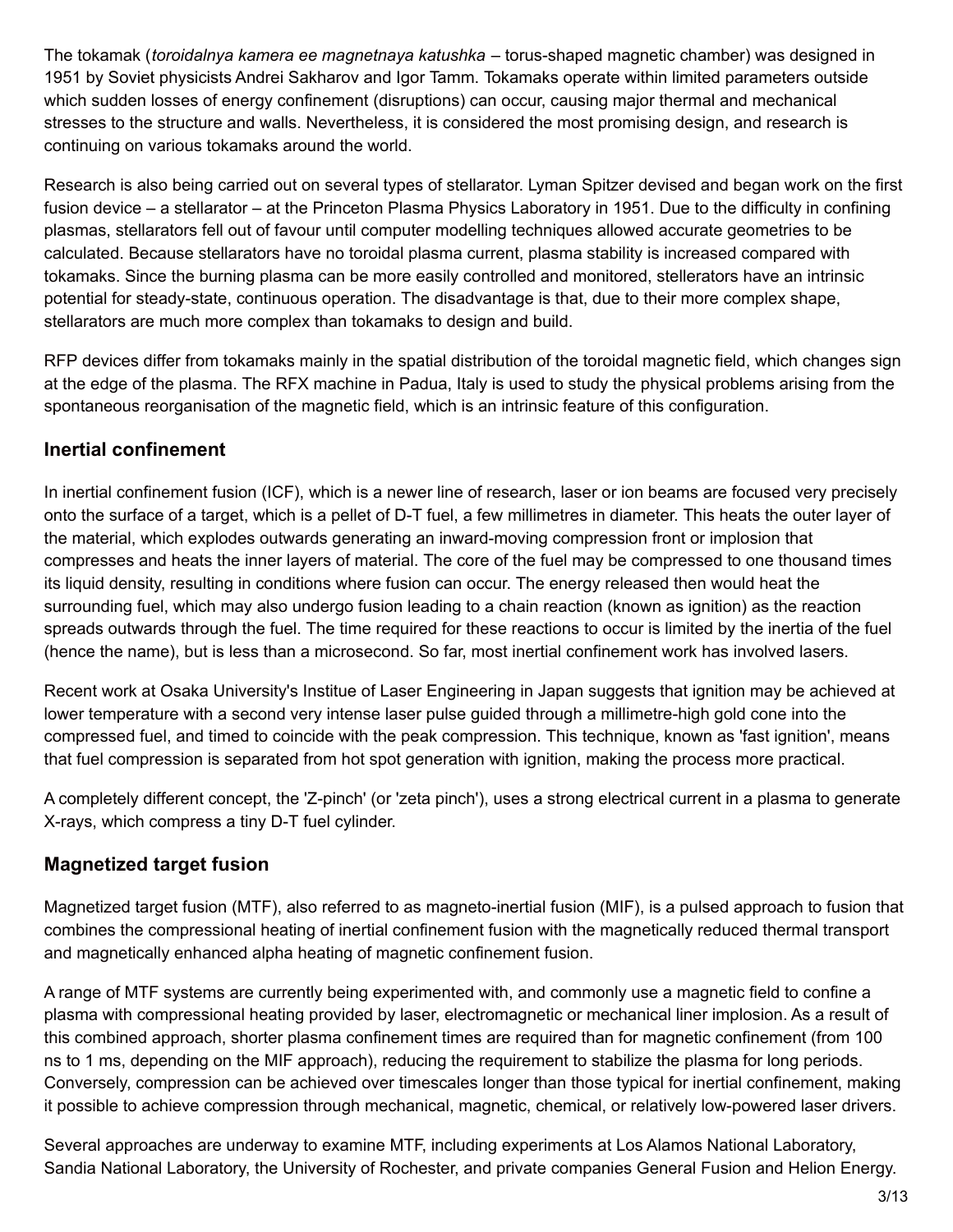The tokamak (*toroidalnya kamera ee magnetnaya katushka* – torus-shaped magnetic chamber) was designed in 1951 by Soviet physicists Andrei Sakharov and Igor Tamm. Tokamaks operate within limited parameters outside which sudden losses of energy confinement (disruptions) can occur, causing major thermal and mechanical stresses to the structure and walls. Nevertheless, it is considered the most promising design, and research is continuing on various tokamaks around the world.

Research is also being carried out on several types of stellarator. Lyman Spitzer devised and began work on the first fusion device – a stellarator – at the Princeton Plasma Physics Laboratory in 1951. Due to the difficulty in confining plasmas, stellarators fell out of favour until computer modelling techniques allowed accurate geometries to be calculated. Because stellarators have no toroidal plasma current, plasma stability is increased compared with tokamaks. Since the burning plasma can be more easily controlled and monitored, stellerators have an intrinsic potential for steady-state, continuous operation. The disadvantage is that, due to their more complex shape, stellarators are much more complex than tokamaks to design and build.

RFP devices differ from tokamaks mainly in the spatial distribution of the toroidal magnetic field, which changes sign at the edge of the plasma. The RFX machine in Padua, Italy is used to study the physical problems arising from the spontaneous reorganisation of the magnetic field, which is an intrinsic feature of this configuration.

## Inertial confinement

In inertial confinement fusion (ICF), which is a newer line of research, laser or ion beams are focused very precisely onto the surface of a target, which is a pellet of D-T fuel, a few millimetres in diameter. This heats the outer layer of the material, which explodes outwards generating an inward-moving compression front or implosion that compresses and heats the inner layers of material. The core of the fuel may be compressed to one thousand times its liquid density, resulting in conditions where fusion can occur. The energy released then would heat the surrounding fuel, which may also undergo fusion leading to a chain reaction (known as ignition) as the reaction spreads outwards through the fuel. The time required for these reactions to occur is limited by the inertia of the fuel (hence the name), but is less than a microsecond. So far, most inertial confinement work has involved lasers.

Recent work at Osaka University's Institue of Laser Engineering in Japan suggests that ignition may be achieved at lower temperature with a second very intense laser pulse guided through a millimetre-high gold cone into the compressed fuel, and timed to coincide with the peak compression. This technique, known as 'fast ignition', means that fuel compression is separated from hot spot generation with ignition, making the process more practical.

A completely different concept, the 'Z-pinch' (or 'zeta pinch'), uses a strong electrical current in a plasma to generate X-rays, which compress a tiny D-T fuel cylinder.

## Magnetized target fusion

Magnetized target fusion (MTF), also referred to as magneto-inertial fusion (MIF), is a pulsed approach to fusion that combines the compressional heating of inertial confinement fusion with the magnetically reduced thermal transport and magnetically enhanced alpha heating of magnetic confinement fusion.

A range of MTF systems are currently being experimented with, and commonly use a magnetic field to confine a plasma with compressional heating provided by laser, electromagnetic or mechanical liner implosion. As a result of this combined approach, shorter plasma confinement times are required than for magnetic confinement (from 100 ns to 1 ms, depending on the MIF approach), reducing the requirement to stabilize the plasma for long periods. Conversely, compression can be achieved over timescales longer than those typical for inertial confinement, making it possible to achieve compression through mechanical, magnetic, chemical, or relatively low-powered laser drivers.

Several approaches are underway to examine MTF, including experiments at Los Alamos National Laboratory, Sandia National Laboratory, the University of Rochester, and private companies General Fusion and Helion Energy.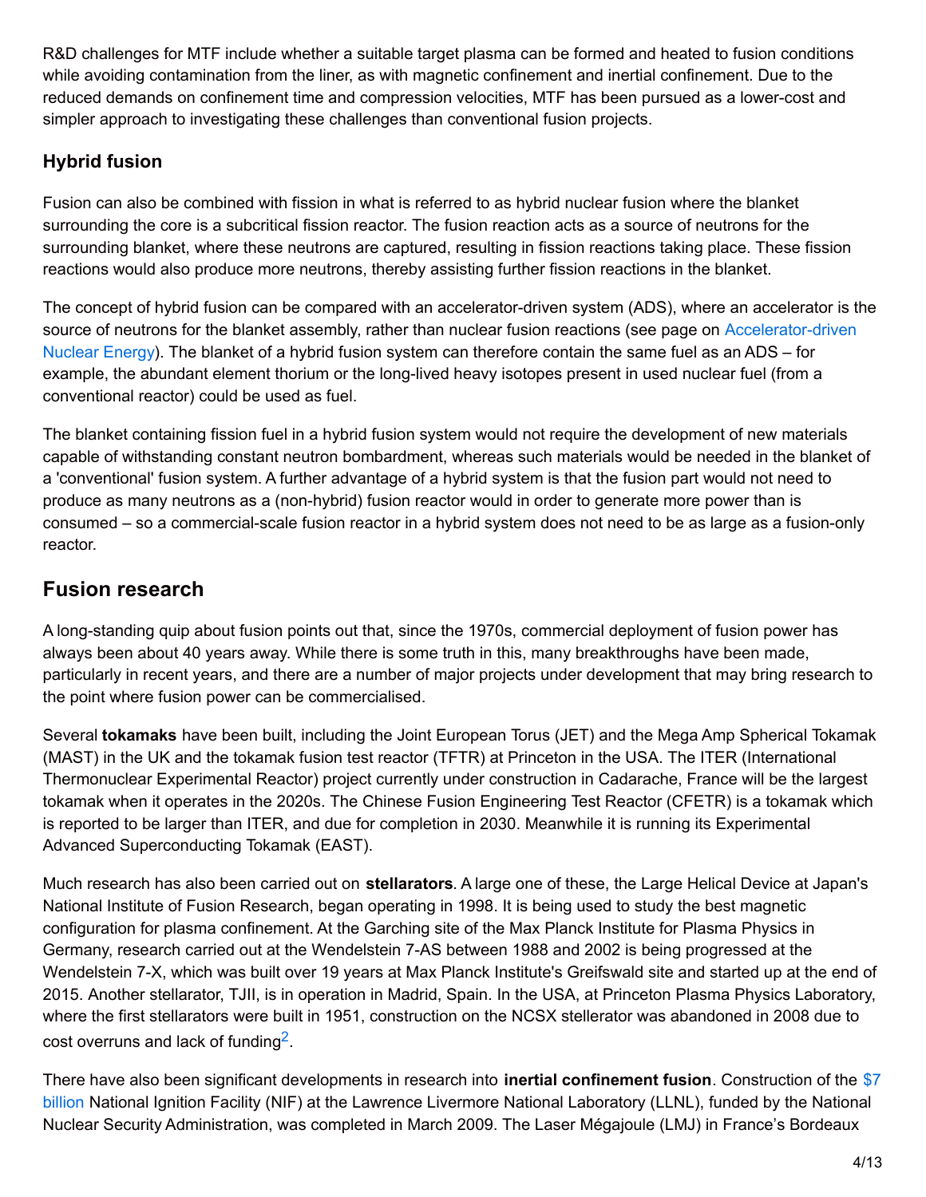R&D challenges for MTF include whether a suitable target plasma can be formed and heated to fusion conditions while avoiding contamination from the liner, as with magnetic confinement and inertial confinement. Due to the reduced demands on confinement time and compression velocities, MTF has been pursued as a lower-cost and simpler approach to investigating these challenges than conventional fusion projects.

### Hybrid fusion

Fusion can also be combined with fission in what is referred to as hybrid nuclear fusion where the blanket surrounding the core is a subcritical fission reactor. The fusion reaction acts as a source of neutrons for the surrounding blanket, where these neutrons are captured, resulting in fission reactions taking place. These fission reactions would also produce more neutrons, thereby assisting further fission reactions in the blanket.

The concept of hybrid fusion can be compared with an accelerator-driven system (ADS), where an accelerator is the source of neutrons for the blanket assembly, rather than nuclear fusion reactions (see page on Accelerator-driven Nuclear Energy). The blanket of a hybrid fusion system can therefore contain the same fuel as an ADS – for example, the abundant element thorium or the long-lived heavy isotopes present in used nuclear fuel (from a conventional reactor) could be used as fuel.

The blanket containing fission fuel in a hybrid fusion system would not require the development of new materials capable of withstanding constant neutron bombardment, whereas such materials would be needed in the blanket of a 'conventional' fusion system. A further advantage of a hybrid system is that the fusion part would not need to produce as many neutrons as a (non-hybrid) fusion reactor would in order to generate more power than is consumed – so a commercial-scale fusion reactor in a hybrid system does not need to be as large as a fusion-only reactor.

## Fusion research

A long-standing quip about fusion points out that, since the 1970s, commercial deployment of fusion power has always been about 40 years away. While there is some truth in this, many breakthroughs have been made, particularly in recent years, and there are a number of major projects under development that may bring research to the point where fusion power can be commercialised.

Several **tokamaks** have been built, including the Joint European Torus (JET) and the Mega Amp Spherical Tokamak (MAST) in the UK and the tokamak fusion test reactor (TFTR) at Princeton in the USA. The ITER (International Thermonuclear Experimental Reactor) project currently under construction in Cadarache, France will be the largest tokamak when it operates in the 2020s. The Chinese Fusion Engineering Test Reactor (CFETR) is a tokamak which is reported to be larger than ITER, and due for completion in 2030. Meanwhile it is running its Experimental Advanced Superconducting Tokamak (EAST).

Much research has also been carried out on **stellarators**. A large one of these, the Large Helical Device at Japan's National Institute of Fusion Research, began operating in 1998. It is being used to study the best magnetic configuration for plasma confinement. At the Garching site of the Max Planck Institute for Plasma Physics in Germany, research carried out at the Wendelstein 7-AS between 1988 and 2002 is being progressed at the Wendelstein 7-X, which was built over 19 years at Max Planck Institute's Greifswald site and started up at the end of 2015. Another stellarator, TJII, is in operation in Madrid, Spain. In the USA, at Princeton Plasma Physics Laboratory, where the first stellarators were built in 1951, construction on the NCSX stellerator was abandoned in 2008 due to cost overruns and lack of funding[2].

There have also been significant developments in research into **inertial confinement fusion**. Construction of the $7 billion National Ignition Facility (NIF) at the Lawrence Livermore National Laboratory (LLNL), funded by the National Nuclear Security Administration, was completed in March 2009. The Laser Mégajoule (LMJ) in France's Bordeaux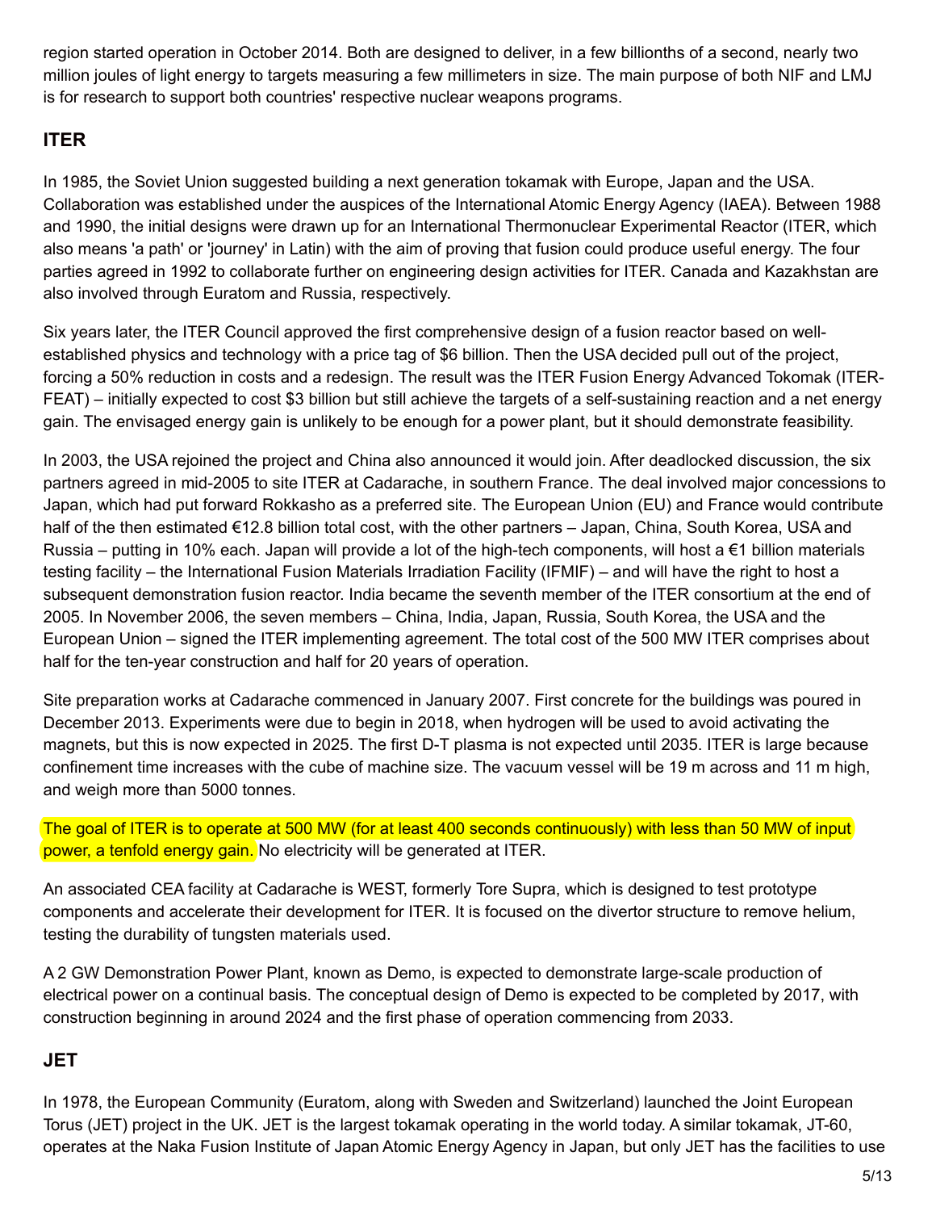region started operation in October 2014. Both are designed to deliver, in a few billionths of a second, nearly two million joules of light energy to targets measuring a few millimeters in size. The main purpose of both NIF and LMJ is for research to support both countries' respective nuclear weapons programs.

## ITER

In 1985, the Soviet Union suggested building a next generation tokamak with Europe, Japan and the USA. Collaboration was established under the auspices of the International Atomic Energy Agency (IAEA). Between 1988 and 1990, the initial designs were drawn up for an International Thermonuclear Experimental Reactor (ITER, which also means 'a path' or 'journey' in Latin) with the aim of proving that fusion could produce useful energy. The four parties agreed in 1992 to collaborate further on engineering design activities for ITER. Canada and Kazakhstan are also involved through Euratom and Russia, respectively.

Six years later, the ITER Council approved the first comprehensive design of a fusion reactor based on well-established physics and technology with a price tag of $6 billion. Then the USA decided pull out of the project, forcing a 50% reduction in costs and a redesign. The result was the ITER Fusion Energy Advanced Tokomak (ITER-FEAT) – initially expected to cost $3 billion but still achieve the targets of a self-sustaining reaction and a net energy gain. The envisaged energy gain is unlikely to be enough for a power plant, but it should demonstrate feasibility.

In 2003, the USA rejoined the project and China also announced it would join. After deadlocked discussion, the six partners agreed in mid-2005 to site ITER at Cadarache, in southern France. The deal involved major concessions to Japan, which had put forward Rokkasho as a preferred site. The European Union (EU) and France would contribute half of the then estimated €12.8 billion total cost, with the other partners – Japan, China, South Korea, USA and Russia – putting in 10% each. Japan will provide a lot of the high-tech components, will host a €1 billion materials testing facility – the International Fusion Materials Irradiation Facility (IFMIF) – and will have the right to host a subsequent demonstration fusion reactor. India became the seventh member of the ITER consortium at the end of 2005. In November 2006, the seven members – China, India, Japan, Russia, South Korea, the USA and the European Union – signed the ITER implementing agreement. The total cost of the 500 MW ITER comprises about half for the ten-year construction and half for 20 years of operation.

Site preparation works at Cadarache commenced in January 2007. First concrete for the buildings was poured in December 2013. Experiments were due to begin in 2018, when hydrogen will be used to avoid activating the magnets, but this is now expected in 2025. The first D-T plasma is not expected until 2035. ITER is large because confinement time increases with the cube of machine size. The vacuum vessel will be 19 m across and 11 m high, and weigh more than 5000 tonnes.

The goal of ITER is to operate at 500 MW (for at least 400 seconds continuously) with less than 50 MW of input power, a tenfold energy gain. No electricity will be generated at ITER.

An associated CEA facility at Cadarache is WEST, formerly Tore Supra, which is designed to test prototype components and accelerate their development for ITER. It is focused on the divertor structure to remove helium, testing the durability of tungsten materials used.

A 2 GW Demonstration Power Plant, known as Demo, is expected to demonstrate large-scale production of electrical power on a continual basis. The conceptual design of Demo is expected to be completed by 2017, with construction beginning in around 2024 and the first phase of operation commencing from 2033.

## JET

In 1978, the European Community (Euratom, along with Sweden and Switzerland) launched the Joint European Torus (JET) project in the UK. JET is the largest tokamak operating in the world today. A similar tokamak, JT-60, operates at the Naka Fusion Institute of Japan Atomic Energy Agency in Japan, but only JET has the facilities to use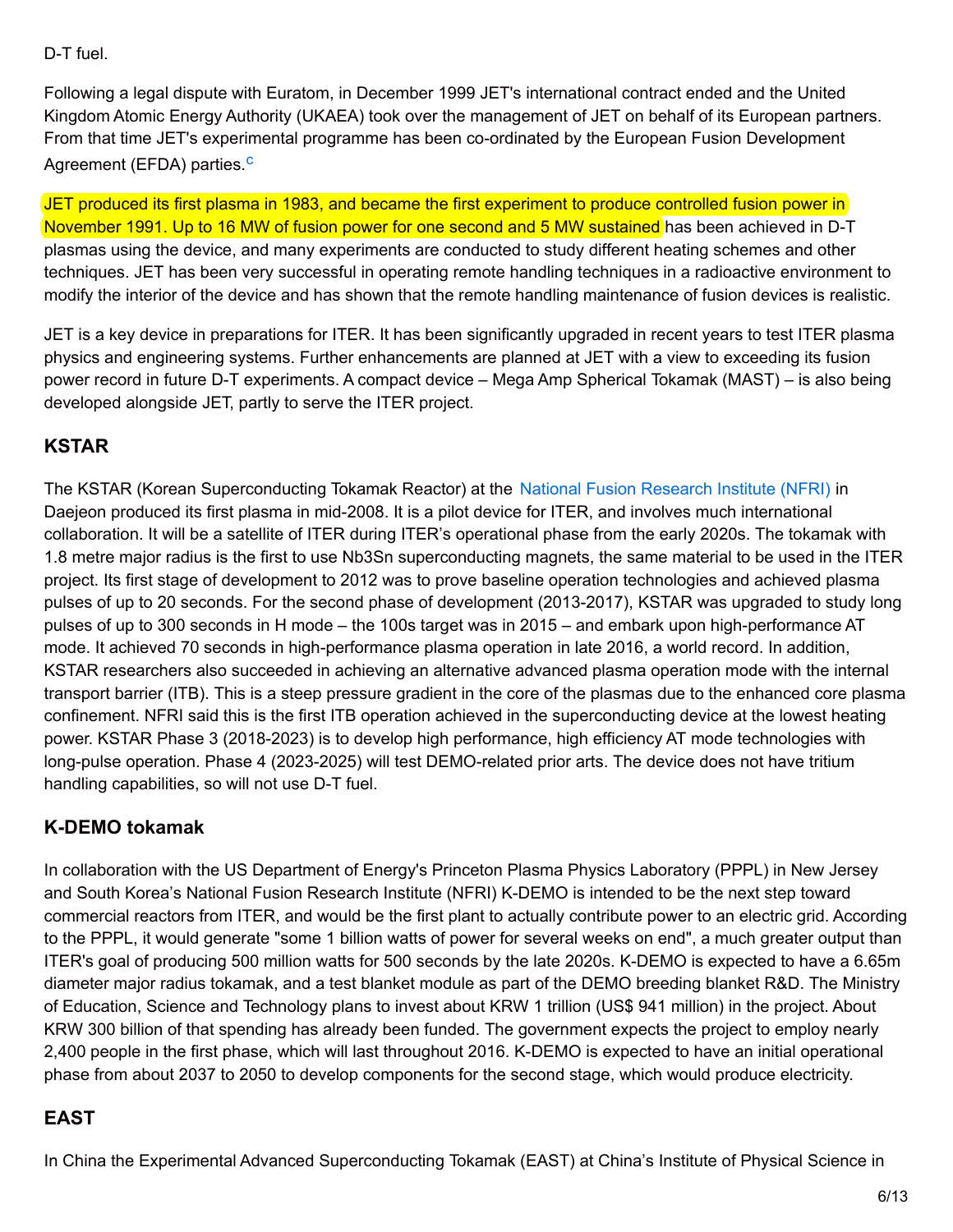D-T fuel.

Following a legal dispute with Euratom, in December 1999 JET's international contract ended and the United Kingdom Atomic Energy Authority (UKAEA) took over the management of JET on behalf of its European partners. From that time JET's experimental programme has been co-ordinated by the European Fusion Development Agreement (EFDA) parties.[c]

JET produced its first plasma in 1983, and became the first experiment to produce controlled fusion power in November 1991. Up to 16 MW of fusion power for one second and 5 MW sustained has been achieved in D-T plasmas using the device, and many experiments are conducted to study different heating schemes and other techniques. JET has been very successful in operating remote handling techniques in a radioactive environment to modify the interior of the device and has shown that the remote handling maintenance of fusion devices is realistic.

JET is a key device in preparations for ITER. It has been significantly upgraded in recent years to test ITER plasma physics and engineering systems. Further enhancements are planned at JET with a view to exceeding its fusion power record in future D-T experiments. A compact device – Mega Amp Spherical Tokamak (MAST) – is also being developed alongside JET, partly to serve the ITER project.

## KSTAR

The KSTAR (Korean Superconducting Tokamak Reactor) at the National Fusion Research Institute (NFRI) in Daejeon produced its first plasma in mid-2008. It is a pilot device for ITER, and involves much international collaboration. It will be a satellite of ITER during ITER's operational phase from the early 2020s. The tokamak with 1.8 metre major radius is the first to use $Nb_3Sn$ superconducting magnets, the same material to be used in the ITER project. Its first stage of development to 2012 was to prove baseline operation technologies and achieved plasma pulses of up to 20 seconds. For the second phase of development (2013-2017), KSTAR was upgraded to study long pulses of up to 300 seconds in H mode – the 100s target was in 2015 – and embark upon high-performance AT mode. It achieved 70 seconds in high-performance plasma operation in late 2016, a world record. In addition, KSTAR researchers also succeeded in achieving an alternative advanced plasma operation mode with the internal transport barrier (ITB). This is a steep pressure gradient in the core of the plasmas due to the enhanced core plasma confinement. NFRI said this is the first ITB operation achieved in the superconducting device at the lowest heating power. KSTAR Phase 3 (2018-2023) is to develop high performance, high efficiency AT mode technologies with long-pulse operation. Phase 4 (2023-2025) will test DEMO-related prior arts. The device does not have tritium handling capabilities, so will not use D-T fuel.

## K-DEMO tokamak

In collaboration with the US Department of Energy's Princeton Plasma Physics Laboratory (PPPL) in New Jersey and South Korea's National Fusion Research Institute (NFRI) K-DEMO is intended to be the next step toward commercial reactors from ITER, and would be the first plant to actually contribute power to an electric grid. According to the PPPL, it would generate "some 1 billion watts of power for several weeks on end", a much greater output than ITER's goal of producing 500 million watts for 500 seconds by the late 2020s. K-DEMO is expected to have a 6.65m diameter major radius tokamak, and a test blanket module as part of the DEMO breeding blanket R&D. The Ministry of Education, Science and Technology plans to invest about KRW 1 trillion (US$ 941 million) in the project. About KRW 300 billion of that spending has already been funded. The government expects the project to employ nearly 2,400 people in the first phase, which will last throughout 2016. K-DEMO is expected to have an initial operational phase from about 2037 to 2050 to develop components for the second stage, which would produce electricity.

## EAST

In China the Experimental Advanced Superconducting Tokamak (EAST) at China's Institute of Physical Science in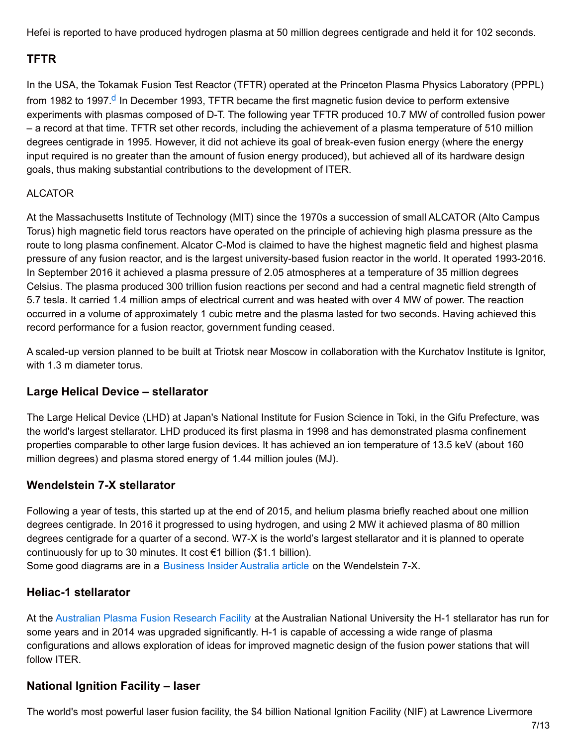Hefei is reported to have produced hydrogen plasma at 50 million degrees centigrade and held it for 102 seconds.

## TFTR

In the USA, the Tokamak Fusion Test Reactor (TFTR) operated at the Princeton Plasma Physics Laboratory (PPPL) from 1982 to 1997.[d] In December 1993, TFTR became the first magnetic fusion device to perform extensive experiments with plasmas composed of D-T. The following year TFTR produced 10.7 MW of controlled fusion power – a record at that time. TFTR set other records, including the achievement of a plasma temperature of 510 million degrees centigrade in 1995. However, it did not achieve its goal of break-even fusion energy (where the energy input required is no greater than the amount of fusion energy produced), but achieved all of its hardware design goals, thus making substantial contributions to the development of ITER.

ALCATOR

At the Massachusetts Institute of Technology (MIT) since the 1970s a succession of small ALCATOR (Alto Campus Torus) high magnetic field torus reactors have operated on the principle of achieving high plasma pressure as the route to long plasma confinement. Alcator C-Mod is claimed to have the highest magnetic field and highest plasma pressure of any fusion reactor, and is the largest university-based fusion reactor in the world. It operated 1993-2016. In September 2016 it achieved a plasma pressure of 2.05 atmospheres at a temperature of 35 million degrees Celsius. The plasma produced 300 trillion fusion reactions per second and had a central magnetic field strength of 5.7 tesla. It carried 1.4 million amps of electrical current and was heated with over 4 MW of power. The reaction occurred in a volume of approximately 1 cubic metre and the plasma lasted for two seconds. Having achieved this record performance for a fusion reactor, government funding ceased.

A scaled-up version planned to be built at Triotsk near Moscow in collaboration with the Kurchatov Institute is Ignitor, with 1.3 m diameter torus.

## Large Helical Device – stellarator

The Large Helical Device (LHD) at Japan's National Institute for Fusion Science in Toki, in the Gifu Prefecture, was the world's largest stellarator. LHD produced its first plasma in 1998 and has demonstrated plasma confinement properties comparable to other large fusion devices. It has achieved an ion temperature of 13.5 keV (about 160 million degrees) and plasma stored energy of 1.44 million joules (MJ).

## Wendelstein 7-X stellarator

Following a year of tests, this started up at the end of 2015, and helium plasma briefly reached about one million degrees centigrade. In 2016 it progressed to using hydrogen, and using 2 MW it achieved plasma of 80 million degrees centigrade for a quarter of a second. W7-X is the world's largest stellarator and it is planned to operate continuously for up to 30 minutes. It cost €1 billion ($1.1 billion).
Some good diagrams are in a Business Insider Australia article on the Wendelstein 7-X.

## Heliac-1 stellarator

At the Australian Plasma Fusion Research Facility at the Australian National University the H-1 stellarator has run for some years and in 2014 was upgraded significantly. H-1 is capable of accessing a wide range of plasma configurations and allows exploration of ideas for improved magnetic design of the fusion power stations that will follow ITER.

## National Ignition Facility – laser

The world's most powerful laser fusion facility, the $4 billion National Ignition Facility (NIF) at Lawrence Livermore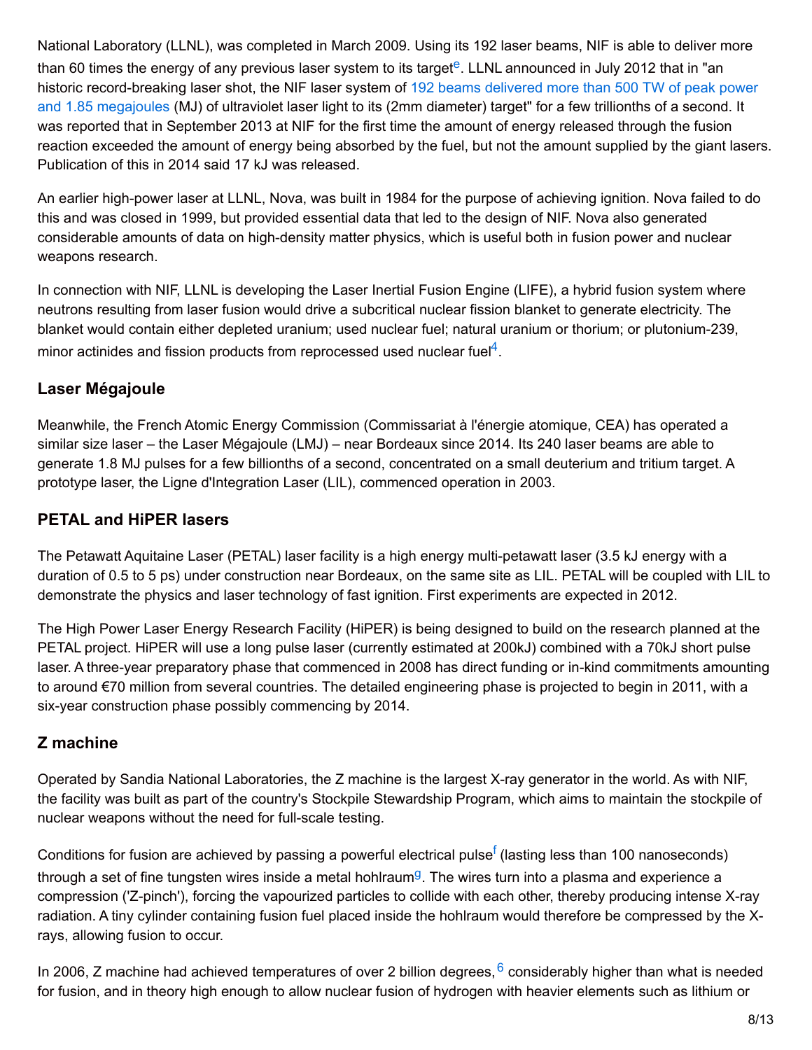National Laboratory (LLNL), was completed in March 2009. Using its 192 laser beams, NIF is able to deliver more than 60 times the energy of any previous laser system to its target[e]. LLNL announced in July 2012 that in "an historic record-breaking laser shot, the NIF laser system of 192 beams delivered more than 500 TW of peak power and 1.85 megajoules (MJ) of ultraviolet laser light to its (2mm diameter) target" for a few trillionths of a second. It was reported that in September 2013 at NIF for the first time the amount of energy released through the fusion reaction exceeded the amount of energy being absorbed by the fuel, but not the amount supplied by the giant lasers. Publication of this in 2014 said 17 kJ was released.

An earlier high-power laser at LLNL, Nova, was built in 1984 for the purpose of achieving ignition. Nova failed to do this and was closed in 1999, but provided essential data that led to the design of NIF. Nova also generated considerable amounts of data on high-density matter physics, which is useful both in fusion power and nuclear weapons research.

In connection with NIF, LLNL is developing the Laser Inertial Fusion Engine (LIFE), a hybrid fusion system where neutrons resulting from laser fusion would drive a subcritical nuclear fission blanket to generate electricity. The blanket would contain either depleted uranium; used nuclear fuel; natural uranium or thorium; or plutonium-239, minor actinides and fission products from reprocessed used nuclear fuel[4].

### Laser Mégajoule

Meanwhile, the French Atomic Energy Commission (Commissariat à l'énergie atomique, CEA) has operated a similar size laser – the Laser Mégajoule (LMJ) – near Bordeaux since 2014. Its 240 laser beams are able to generate 1.8 MJ pulses for a few billionths of a second, concentrated on a small deuterium and tritium target. A prototype laser, the Ligne d'Integration Laser (LIL), commenced operation in 2003.

### PETAL and HiPER lasers

The Petawatt Aquitaine Laser (PETAL) laser facility is a high energy multi-petawatt laser (3.5 kJ energy with a duration of 0.5 to 5 ps) under construction near Bordeaux, on the same site as LIL. PETAL will be coupled with LIL to demonstrate the physics and laser technology of fast ignition. First experiments are expected in 2012.

The High Power Laser Energy Research Facility (HiPER) is being designed to build on the research planned at the PETAL project. HiPER will use a long pulse laser (currently estimated at 200kJ) combined with a 70kJ short pulse laser. A three-year preparatory phase that commenced in 2008 has direct funding or in-kind commitments amounting to around €70 million from several countries. The detailed engineering phase is projected to begin in 2011, with a six-year construction phase possibly commencing by 2014.

### Z machine

Operated by Sandia National Laboratories, the Z machine is the largest X-ray generator in the world. As with NIF, the facility was built as part of the country's Stockpile Stewardship Program, which aims to maintain the stockpile of nuclear weapons without the need for full-scale testing.

Conditions for fusion are achieved by passing a powerful electrical pulse[f] (lasting less than 100 nanoseconds) through a set of fine tungsten wires inside a metal hohlraum[g]. The wires turn into a plasma and experience a compression ('Z-pinch'), forcing the vapourized particles to collide with each other, thereby producing intense X-ray radiation. A tiny cylinder containing fusion fuel placed inside the hohlraum would therefore be compressed by the X-rays, allowing fusion to occur.

In 2006, Z machine had achieved temperatures of over 2 billion degrees,[6] considerably higher than what is needed for fusion, and in theory high enough to allow nuclear fusion of hydrogen with heavier elements such as lithium or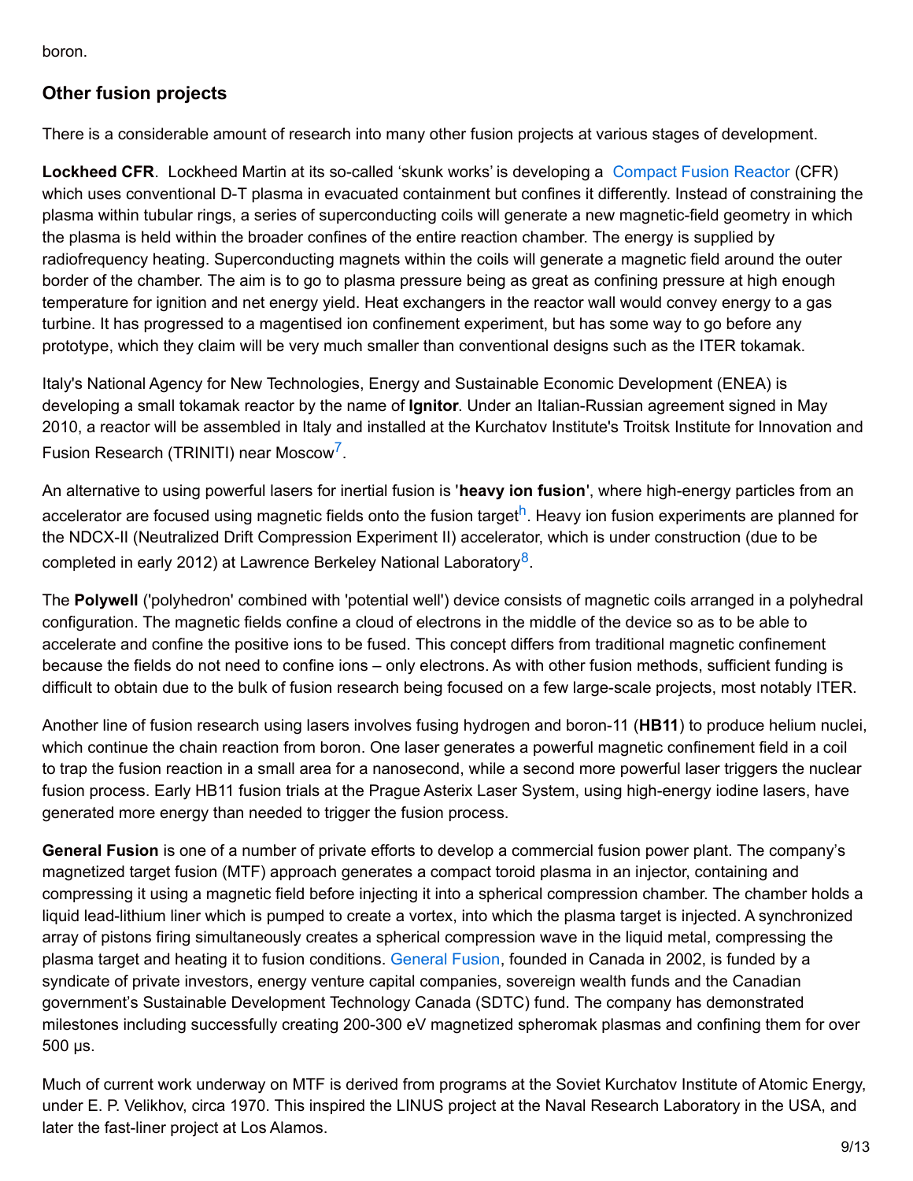boron.

## Other fusion projects

There is a considerable amount of research into many other fusion projects at various stages of development.

**Lockheed CFR**. Lockheed Martin at its so-called 'skunk works' is developing a Compact Fusion Reactor (CFR) which uses conventional D-T plasma in evacuated containment but confines it differently. Instead of constraining the plasma within tubular rings, a series of superconducting coils will generate a new magnetic-field geometry in which the plasma is held within the broader confines of the entire reaction chamber. The energy is supplied by radiofrequency heating. Superconducting magnets within the coils will generate a magnetic field around the outer border of the chamber. The aim is to go to plasma pressure being as great as confining pressure at high enough temperature for ignition and net energy yield. Heat exchangers in the reactor wall would convey energy to a gas turbine. It has progressed to a magentised ion confinement experiment, but has some way to go before any prototype, which they claim will be very much smaller than conventional designs such as the ITER tokamak.

Italy's National Agency for New Technologies, Energy and Sustainable Economic Development (ENEA) is developing a small tokamak reactor by the name of **Ignitor**. Under an Italian-Russian agreement signed in May 2010, a reactor will be assembled in Italy and installed at the Kurchatov Institute's Troitsk Institute for Innovation and Fusion Research (TRINITI) near Moscow[7].

An alternative to using powerful lasers for inertial fusion is '**heavy ion fusion**', where high-energy particles from an accelerator are focused using magnetic fields onto the fusion target[h]. Heavy ion fusion experiments are planned for the NDCX-II (Neutralized Drift Compression Experiment II) accelerator, which is under construction (due to be completed in early 2012) at Lawrence Berkeley National Laboratory[8].

The **Polywell** ('polyhedron' combined with 'potential well') device consists of magnetic coils arranged in a polyhedral configuration. The magnetic fields confine a cloud of electrons in the middle of the device so as to be able to accelerate and confine the positive ions to be fused. This concept differs from traditional magnetic confinement because the fields do not need to confine ions – only electrons. As with other fusion methods, sufficient funding is difficult to obtain due to the bulk of fusion research being focused on a few large-scale projects, most notably ITER.

Another line of fusion research using lasers involves fusing hydrogen and boron-11 (**HB11**) to produce helium nuclei, which continue the chain reaction from boron. One laser generates a powerful magnetic confinement field in a coil to trap the fusion reaction in a small area for a nanosecond, while a second more powerful laser triggers the nuclear fusion process. Early HB11 fusion trials at the Prague Asterix Laser System, using high-energy iodine lasers, have generated more energy than needed to trigger the fusion process.

**General Fusion** is one of a number of private efforts to develop a commercial fusion power plant. The company's magnetized target fusion (MTF) approach generates a compact toroid plasma in an injector, containing and compressing it using a magnetic field before injecting it into a spherical compression chamber. The chamber holds a liquid lead-lithium liner which is pumped to create a vortex, into which the plasma target is injected. A synchronized array of pistons firing simultaneously creates a spherical compression wave in the liquid metal, compressing the plasma target and heating it to fusion conditions. General Fusion, founded in Canada in 2002, is funded by a syndicate of private investors, energy venture capital companies, sovereign wealth funds and the Canadian government's Sustainable Development Technology Canada (SDTC) fund. The company has demonstrated milestones including successfully creating 200-300 eV magnetized spheromak plasmas and confining them for over 500 µs.

Much of current work underway on MTF is derived from programs at the Soviet Kurchatov Institute of Atomic Energy, under E. P. Velikhov, circa 1970. This inspired the LINUS project at the Naval Research Laboratory in the USA, and later the fast-liner project at Los Alamos.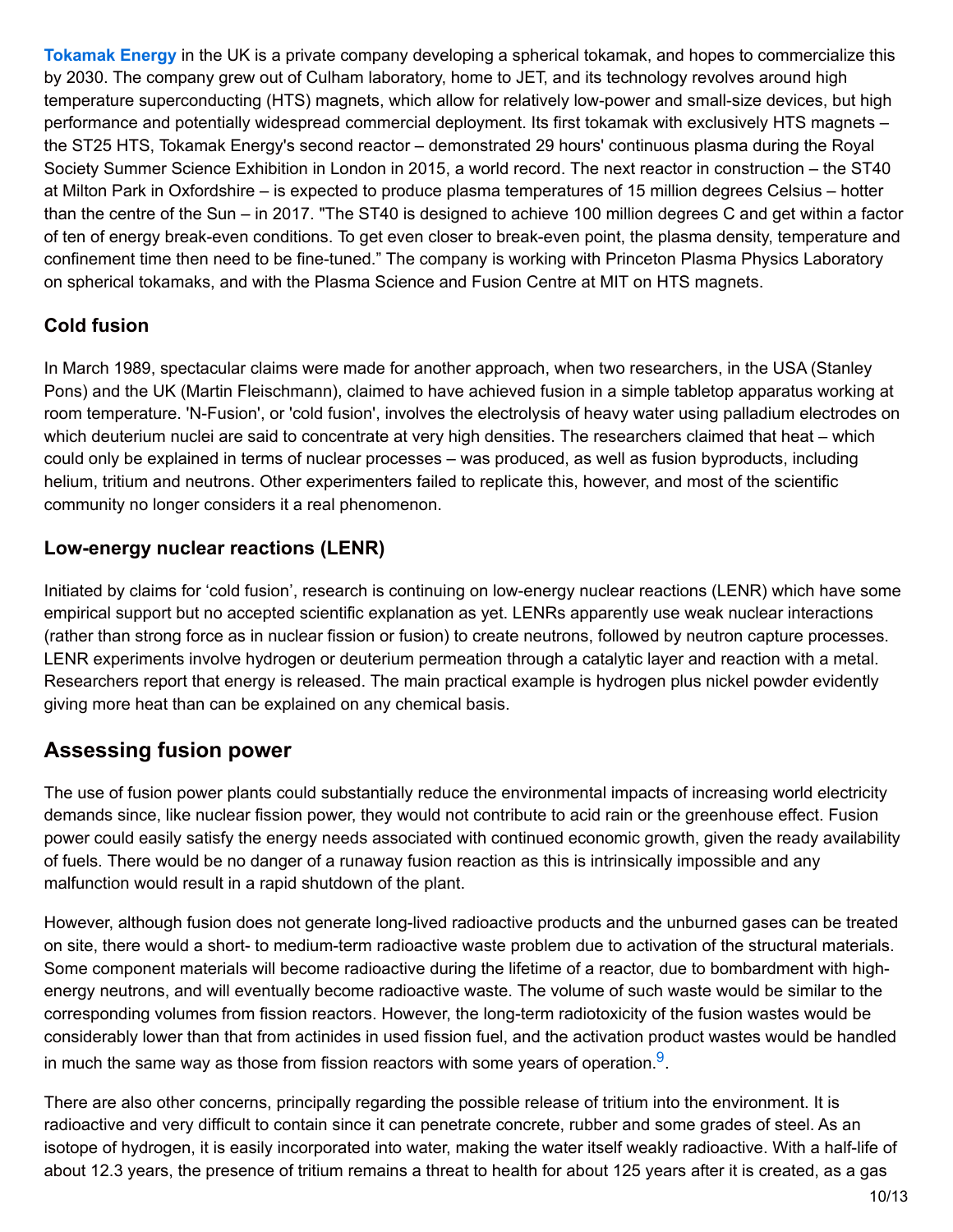**Tokamak Energy** in the UK is a private company developing a spherical tokamak, and hopes to commercialize this by 2030. The company grew out of Culham laboratory, home to JET, and its technology revolves around high temperature superconducting (HTS) magnets, which allow for relatively low-power and small-size devices, but high performance and potentially widespread commercial deployment. Its first tokamak with exclusively HTS magnets – the ST25 HTS, Tokamak Energy's second reactor – demonstrated 29 hours' continuous plasma during the Royal Society Summer Science Exhibition in London in 2015, a world record. The next reactor in construction – the ST40 at Milton Park in Oxfordshire – is expected to produce plasma temperatures of 15 million degrees Celsius – hotter than the centre of the Sun – in 2017. "The ST40 is designed to achieve 100 million degrees C and get within a factor of ten of energy break-even conditions. To get even closer to break-even point, the plasma density, temperature and confinement time then need to be fine-tuned." The company is working with Princeton Plasma Physics Laboratory on spherical tokamaks, and with the Plasma Science and Fusion Centre at MIT on HTS magnets.

### Cold fusion

In March 1989, spectacular claims were made for another approach, when two researchers, in the USA (Stanley Pons) and the UK (Martin Fleischmann), claimed to have achieved fusion in a simple tabletop apparatus working at room temperature. 'N-Fusion', or 'cold fusion', involves the electrolysis of heavy water using palladium electrodes on which deuterium nuclei are said to concentrate at very high densities. The researchers claimed that heat – which could only be explained in terms of nuclear processes – was produced, as well as fusion byproducts, including helium, tritium and neutrons. Other experimenters failed to replicate this, however, and most of the scientific community no longer considers it a real phenomenon.

### Low-energy nuclear reactions (LENR)

Initiated by claims for 'cold fusion', research is continuing on low-energy nuclear reactions (LENR) which have some empirical support but no accepted scientific explanation as yet. LENRs apparently use weak nuclear interactions (rather than strong force as in nuclear fission or fusion) to create neutrons, followed by neutron capture processes. LENR experiments involve hydrogen or deuterium permeation through a catalytic layer and reaction with a metal. Researchers report that energy is released. The main practical example is hydrogen plus nickel powder evidently giving more heat than can be explained on any chemical basis.

## Assessing fusion power

The use of fusion power plants could substantially reduce the environmental impacts of increasing world electricity demands since, like nuclear fission power, they would not contribute to acid rain or the greenhouse effect. Fusion power could easily satisfy the energy needs associated with continued economic growth, given the ready availability of fuels. There would be no danger of a runaway fusion reaction as this is intrinsically impossible and any malfunction would result in a rapid shutdown of the plant.

However, although fusion does not generate long-lived radioactive products and the unburned gases can be treated on site, there would a short- to medium-term radioactive waste problem due to activation of the structural materials. Some component materials will become radioactive during the lifetime of a reactor, due to bombardment with high-energy neutrons, and will eventually become radioactive waste. The volume of such waste would be similar to the corresponding volumes from fission reactors. However, the long-term radiotoxicity of the fusion wastes would be considerably lower than that from actinides in used fission fuel, and the activation product wastes would be handled in much the same way as those from fission reactors with some years of operation.[9].

There are also other concerns, principally regarding the possible release of tritium into the environment. It is radioactive and very difficult to contain since it can penetrate concrete, rubber and some grades of steel. As an isotope of hydrogen, it is easily incorporated into water, making the water itself weakly radioactive. With a half-life of about 12.3 years, the presence of tritium remains a threat to health for about 125 years after it is created, as a gas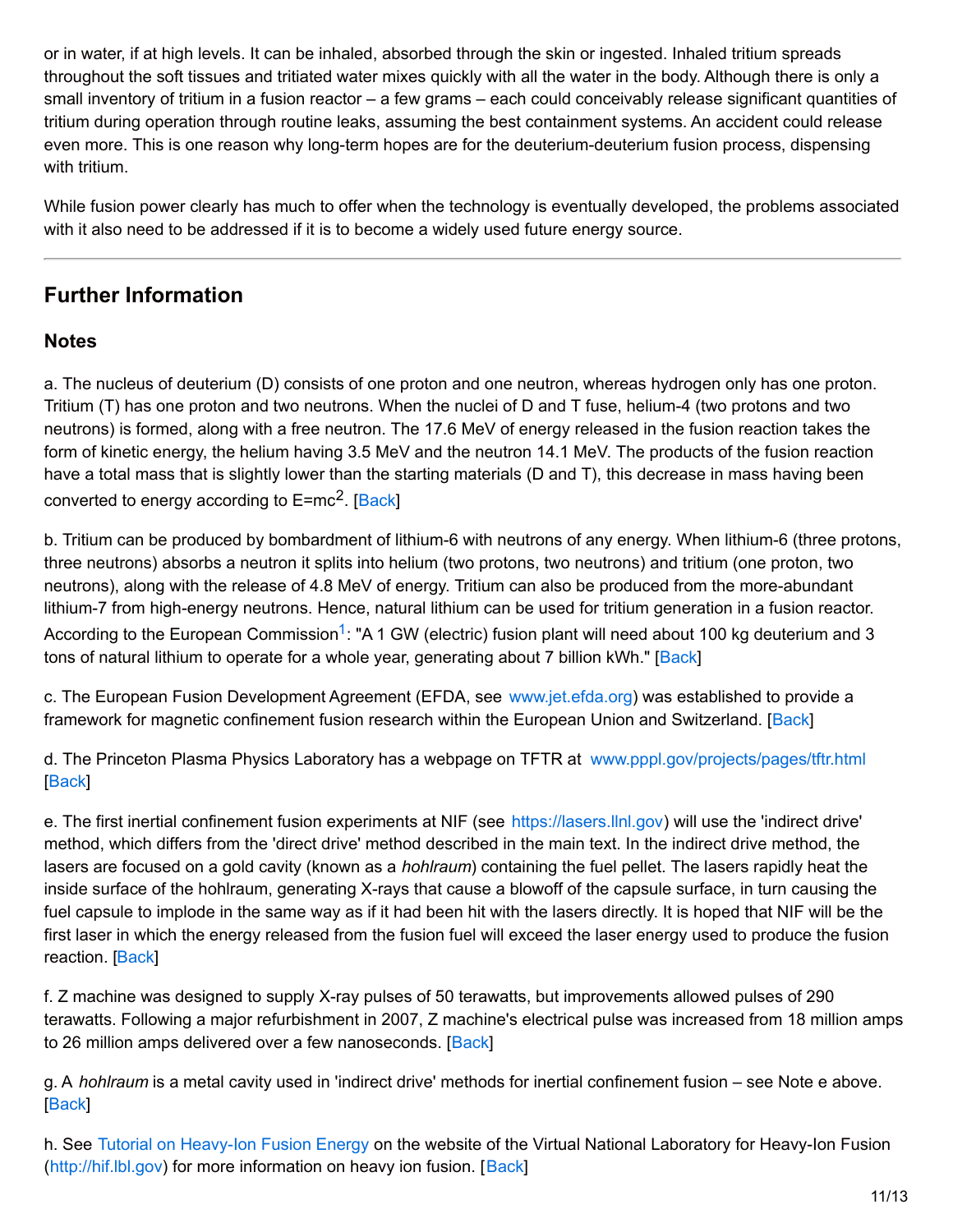or in water, if at high levels. It can be inhaled, absorbed through the skin or ingested. Inhaled tritium spreads throughout the soft tissues and tritiated water mixes quickly with all the water in the body. Although there is only a small inventory of tritium in a fusion reactor – a few grams – each could conceivably release significant quantities of tritium during operation through routine leaks, assuming the best containment systems. An accident could release even more. This is one reason why long-term hopes are for the deuterium-deuterium fusion process, dispensing with tritium.

While fusion power clearly has much to offer when the technology is eventually developed, the problems associated with it also need to be addressed if it is to become a widely used future energy source.

---

## Further Information

### Notes

a. The nucleus of deuterium (D) consists of one proton and one neutron, whereas hydrogen only has one proton. Tritium (T) has one proton and two neutrons. When the nuclei of D and T fuse, helium-4 (two protons and two neutrons) is formed, along with a free neutron. The 17.6 MeV of energy released in the fusion reaction takes the form of kinetic energy, the helium having 3.5 MeV and the neutron 14.1 MeV. The products of the fusion reaction have a total mass that is slightly lower than the starting materials (D and T), this decrease in mass having been converted to energy according to $E=mc^2$. [Back]

b. Tritium can be produced by bombardment of lithium-6 with neutrons of any energy. When lithium-6 (three protons, three neutrons) absorbs a neutron it splits into helium (two protons, two neutrons) and tritium (one proton, two neutrons), along with the release of 4.8 MeV of energy. Tritium can also be produced from the more-abundant lithium-7 from high-energy neutrons. Hence, natural lithium can be used for tritium generation in a fusion reactor. According to the European Commission[1]: "A 1 GW (electric) fusion plant will need about 100 kg deuterium and 3 tons of natural lithium to operate for a whole year, generating about 7 billion kWh." [Back]

c. The European Fusion Development Agreement (EFDA, see www.jet.efda.org) was established to provide a framework for magnetic confinement fusion research within the European Union and Switzerland. [Back]

d. The Princeton Plasma Physics Laboratory has a webpage on TFTR at www.pppl.gov/projects/pages/tftr.html [Back]

e. The first inertial confinement fusion experiments at NIF (see https://lasers.llnl.gov) will use the 'indirect drive' method, which differs from the 'direct drive' method described in the main text. In the indirect drive method, the lasers are focused on a gold cavity (known as a *hohlraum*) containing the fuel pellet. The lasers rapidly heat the inside surface of the hohlraum, generating X-rays that cause a blowoff of the capsule surface, in turn causing the fuel capsule to implode in the same way as if it had been hit with the lasers directly. It is hoped that NIF will be the first laser in which the energy released from the fusion fuel will exceed the laser energy used to produce the fusion reaction. [Back]

f. Z machine was designed to supply X-ray pulses of 50 terawatts, but improvements allowed pulses of 290 terawatts. Following a major refurbishment in 2007, Z machine's electrical pulse was increased from 18 million amps to 26 million amps delivered over a few nanoseconds. [Back]

g. A *hohlraum* is a metal cavity used in 'indirect drive' methods for inertial confinement fusion – see Note e above. [Back]

h. See Tutorial on Heavy-Ion Fusion Energy on the website of the Virtual National Laboratory for Heavy-Ion Fusion (http://hif.lbl.gov) for more information on heavy ion fusion. [Back]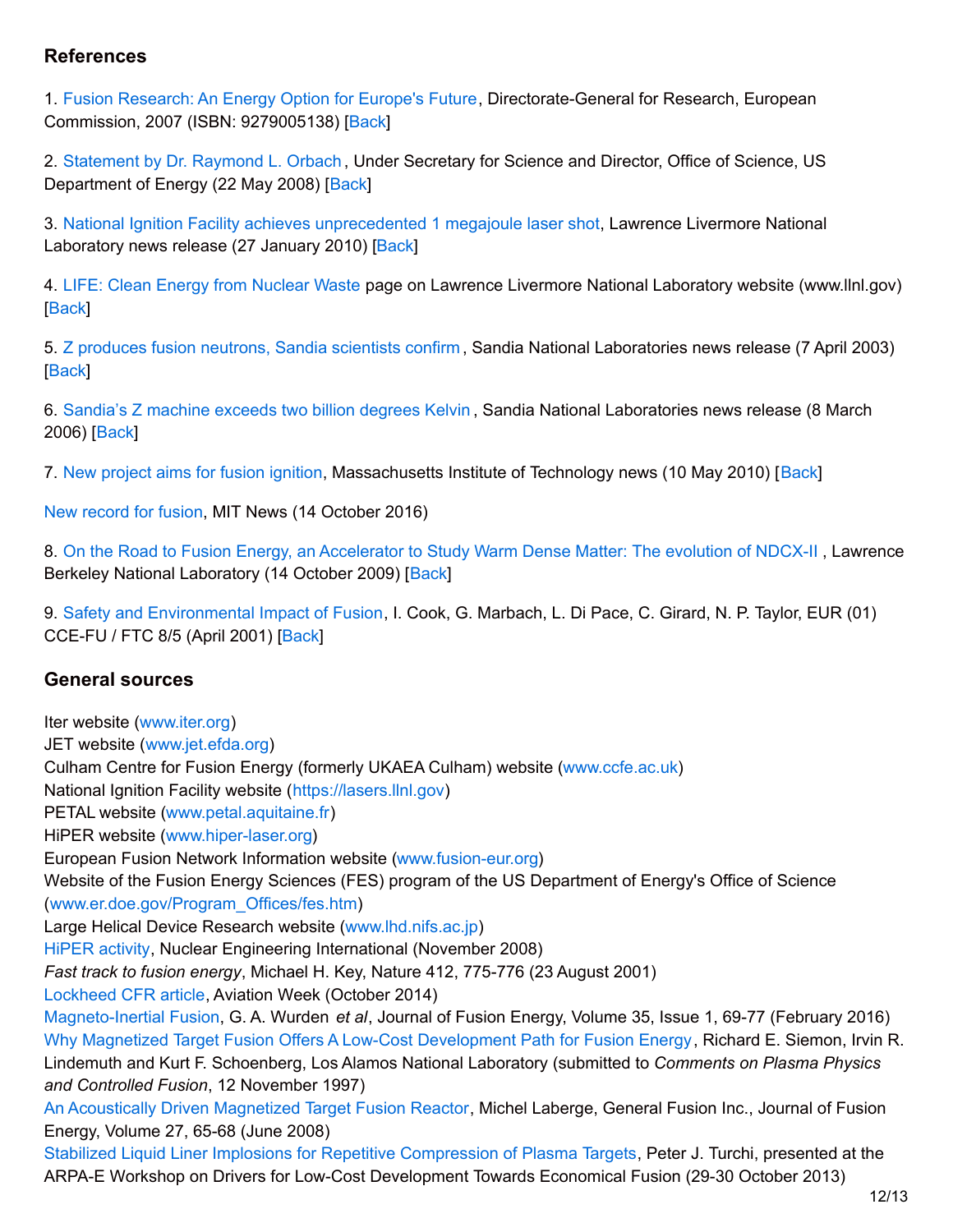## References

1. Fusion Research: An Energy Option for Europe's Future, Directorate-General for Research, European Commission, 2007 (ISBN: 9279005138) [Back]

2. Statement by Dr. Raymond L. Orbach, Under Secretary for Science and Director, Office of Science, US Department of Energy (22 May 2008) [Back]

3. National Ignition Facility achieves unprecedented 1 megajoule laser shot, Lawrence Livermore National Laboratory news release (27 January 2010) [Back]

4. LIFE: Clean Energy from Nuclear Waste page on Lawrence Livermore National Laboratory website (www.llnl.gov) [Back]

5. Z produces fusion neutrons, Sandia scientists confirm, Sandia National Laboratories news release (7 April 2003) [Back]

6. Sandia's Z machine exceeds two billion degrees Kelvin, Sandia National Laboratories news release (8 March 2006) [Back]

7. New project aims for fusion ignition, Massachusetts Institute of Technology news (10 May 2010) [Back]

New record for fusion, MIT News (14 October 2016)

8. On the Road to Fusion Energy, an Accelerator to Study Warm Dense Matter: The evolution of NDCX-II, Lawrence Berkeley National Laboratory (14 October 2009) [Back]

9. Safety and Environmental Impact of Fusion, I. Cook, G. Marbach, L. Di Pace, C. Girard, N. P. Taylor, EUR (01) CCE-FU / FTC 8/5 (April 2001) [Back]

## General sources

Iter website (www.iter.org)
JET website (www.jet.efda.org)
Culham Centre for Fusion Energy (formerly UKAEA Culham) website (www.ccfe.ac.uk)
National Ignition Facility website (https://lasers.llnl.gov)
PETAL website (www.petal.aquitaine.fr)
HiPER website (www.hiper-laser.org)
European Fusion Network Information website (www.fusion-eur.org)
Website of the Fusion Energy Sciences (FES) program of the US Department of Energy's Office of Science (www.er.doe.gov/Program_Offices/fes.htm)
Large Helical Device Research website (www.lhd.nifs.ac.jp)
HiPER activity, Nuclear Engineering International (November 2008)
*Fast track to fusion energy*, Michael H. Key, Nature 412, 775-776 (23 August 2001)
Lockheed CFR article, Aviation Week (October 2014)
Magneto-Inertial Fusion, G. A. Wurden *et al*, Journal of Fusion Energy, Volume 35, Issue 1, 69-77 (February 2016)
Why Magnetized Target Fusion Offers A Low-Cost Development Path for Fusion Energy, Richard E. Siemon, Irvin R. Lindemuth and Kurt F. Schoenberg, Los Alamos National Laboratory (submitted to *Comments on Plasma Physics and Controlled Fusion*, 12 November 1997)
An Acoustically Driven Magnetized Target Fusion Reactor, Michel Laberge, General Fusion Inc., Journal of Fusion Energy, Volume 27, 65-68 (June 2008)
Stabilized Liquid Liner Implosions for Repetitive Compression of Plasma Targets, Peter J. Turchi, presented at the ARPA-E Workshop on Drivers for Low-Cost Development Towards Economical Fusion (29-30 October 2013)